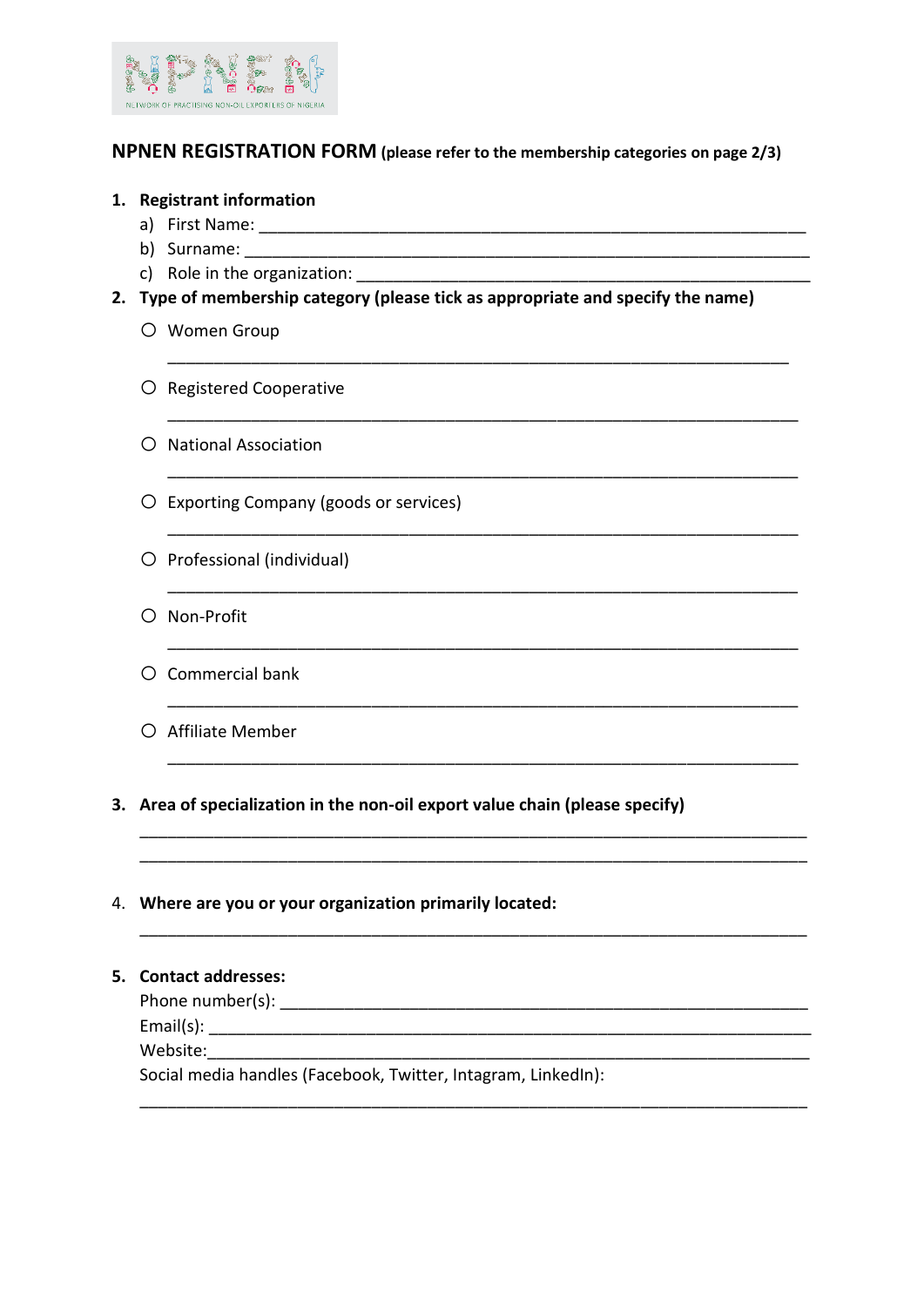NPNEN

NETWORK OF PRACTISING NON-OIL EXPORTERS OF NIGERIA

## NPNEN REGISTRATION FORM (please refer to the membership categories on page 2/3)

1. **Registrant information**
   a) First Name: ____________________________________________
   b) Surname: ____________________________________________
   c) Role in the organization: ____________________________________________
2. **Type of membership category (please tick as appropriate and specify the name)**
   - ○ Women Group
     ____________________________________________
   - ○ Registered Cooperative
     ____________________________________________
   - ○ National Association
     ____________________________________________
   - ○ Exporting Company (goods or services)
     ____________________________________________
   - ○ Professional (individual)
     ____________________________________________
   - ○ Non-Profit
     ____________________________________________
   - ○ Commercial bank
     ____________________________________________
   - ○ Affiliate Member
     ____________________________________________
3. **Area of specialization in the non-oil export value chain (please specify)**
   ____________________________________________
   ____________________________________________
4. **Where are you or your organization primarily located:**
   ____________________________________________
5. **Contact addresses:**
   Phone number(s): ____________________________________________
   Email(s): ____________________________________________
   Website: ____________________________________________
   Social media handles (Facebook, Twitter, Intagram, LinkedIn):
   ____________________________________________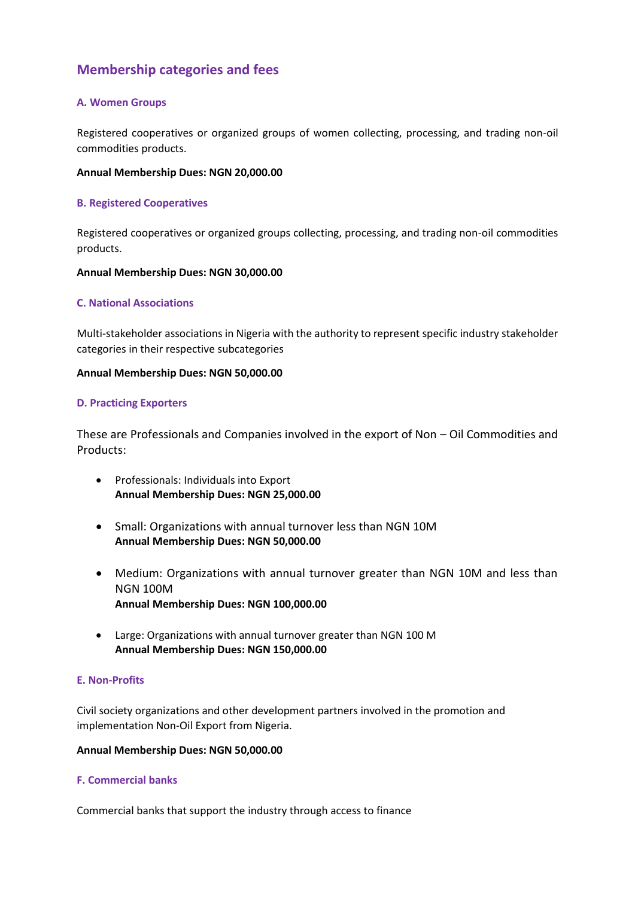## Membership categories and fees

### A. Women Groups

Registered cooperatives or organized groups of women collecting, processing, and trading non-oil commodities products.

**Annual Membership Dues: NGN 20,000.00**

### B. Registered Cooperatives

Registered cooperatives or organized groups collecting, processing, and trading non-oil commodities products.

**Annual Membership Dues: NGN 30,000.00**

### C. National Associations

Multi-stakeholder associations in Nigeria with the authority to represent specific industry stakeholder categories in their respective subcategories

**Annual Membership Dues: NGN 50,000.00**

### D. Practicing Exporters

These are Professionals and Companies involved in the export of Non – Oil Commodities and Products:

- Professionals: Individuals into Export
  **Annual Membership Dues: NGN 25,000.00**

- Small: Organizations with annual turnover less than NGN 10M
  **Annual Membership Dues: NGN 50,000.00**

- Medium: Organizations with annual turnover greater than NGN 10M and less than NGN 100M
  **Annual Membership Dues: NGN 100,000.00**

- Large: Organizations with annual turnover greater than NGN 100 M
  **Annual Membership Dues: NGN 150,000.00**

### E. Non-Profits

Civil society organizations and other development partners involved in the promotion and implementation Non-Oil Export from Nigeria.

**Annual Membership Dues: NGN 50,000.00**

### F. Commercial banks

Commercial banks that support the industry through access to finance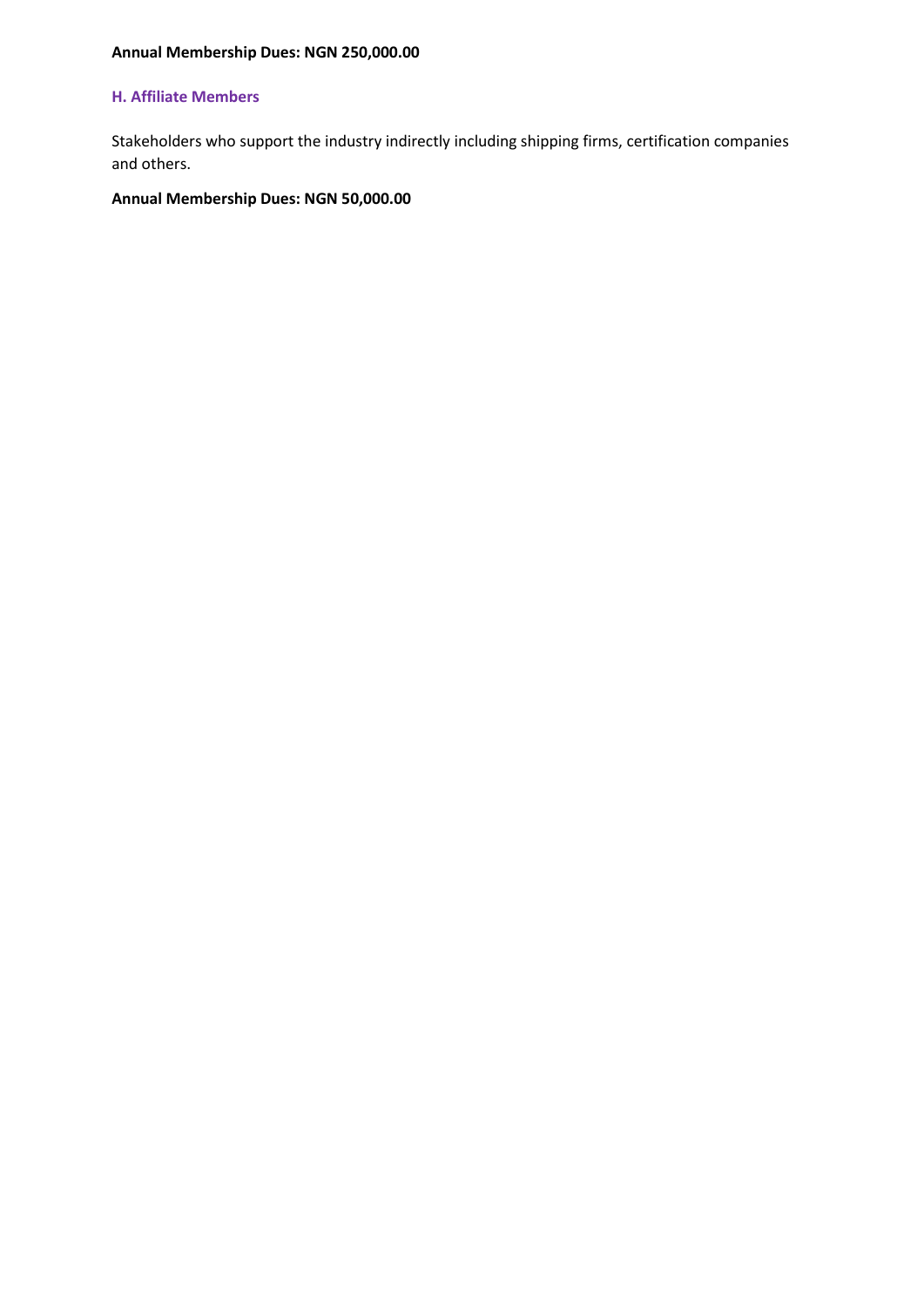**Annual Membership Dues: NGN 250,000.00**

### H. Affiliate Members

Stakeholders who support the industry indirectly including shipping firms, certification companies and others.

**Annual Membership Dues: NGN 50,000.00**